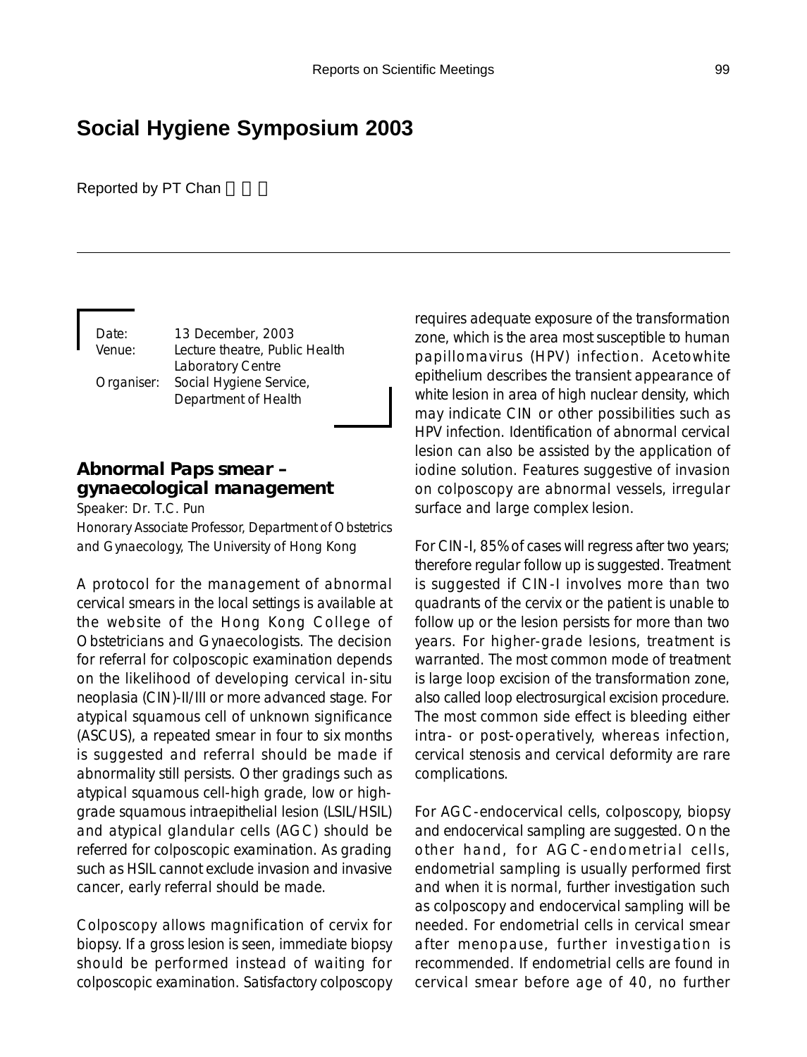# Social Hygiene Symposium 2003

Reported by PT Chan 陳炳德

Date: 13 December, 2003
Venue: Lecture theatre, Public Health Laboratory Centre
Organiser: Social Hygiene Service, Department of Health

## Abnormal Paps smear – gynaecological management

Speaker: Dr. T.C. Pun
Honorary Associate Professor, Department of Obstetrics and Gynaecology, The University of Hong Kong

A protocol for the management of abnormal cervical smears in the local settings is available at the website of the Hong Kong College of Obstetricians and Gynaecologists. The decision for referral for colposcopic examination depends on the likelihood of developing cervical in-situ neoplasia (CIN)-II/III or more advanced stage. For atypical squamous cell of unknown significance (ASCUS), a repeated smear in four to six months is suggested and referral should be made if abnormality still persists. Other gradings such as atypical squamous cell-high grade, low or high-grade squamous intraepithelial lesion (LSIL/HSIL) and atypical glandular cells (AGC) should be referred for colposcopic examination. As grading such as HSIL cannot exclude invasion and invasive cancer, early referral should be made.

Colposcopy allows magnification of cervix for biopsy. If a gross lesion is seen, immediate biopsy should be performed instead of waiting for colposcopic examination. Satisfactory colposcopy requires adequate exposure of the transformation zone, which is the area most susceptible to human papillomavirus (HPV) infection. Acetowhite epithelium describes the transient appearance of white lesion in area of high nuclear density, which may indicate CIN or other possibilities such as HPV infection. Identification of abnormal cervical lesion can also be assisted by the application of iodine solution. Features suggestive of invasion on colposcopy are abnormal vessels, irregular surface and large complex lesion.

For CIN-I, 85% of cases will regress after two years; therefore regular follow up is suggested. Treatment is suggested if CIN-I involves more than two quadrants of the cervix or the patient is unable to follow up or the lesion persists for more than two years. For higher-grade lesions, treatment is warranted. The most common mode of treatment is large loop excision of the transformation zone, also called loop electrosurgical excision procedure. The most common side effect is bleeding either intra- or post-operatively, whereas infection, cervical stenosis and cervical deformity are rare complications.

For AGC-endocervical cells, colposcopy, biopsy and endocervical sampling are suggested. On the other hand, for AGC-endometrial cells, endometrial sampling is usually performed first and when it is normal, further investigation such as colposcopy and endocervical sampling will be needed. For endometrial cells in cervical smear after menopause, further investigation is recommended. If endometrial cells are found in cervical smear before age of 40, no further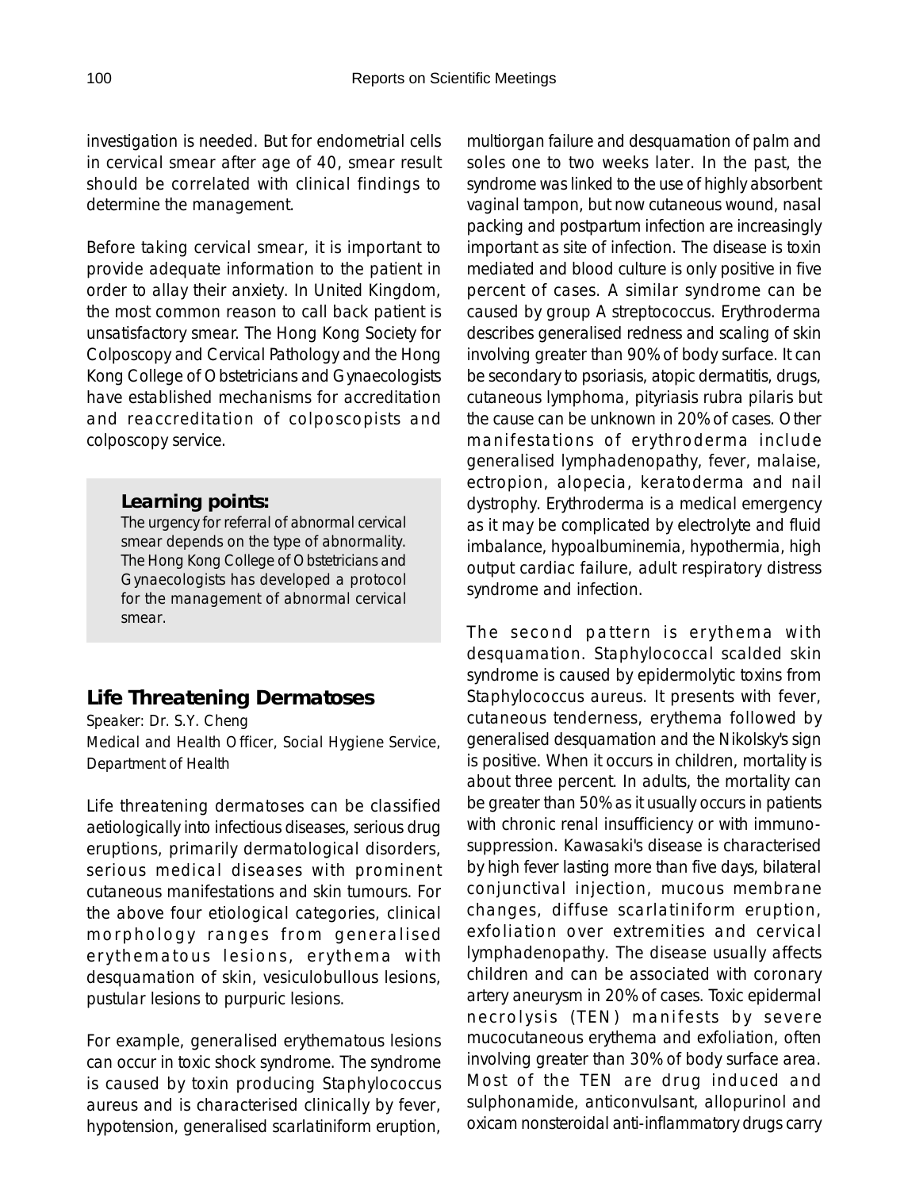investigation is needed. But for endometrial cells in cervical smear after age of 40, smear result should be correlated with clinical findings to determine the management.

Before taking cervical smear, it is important to provide adequate information to the patient in order to allay their anxiety. In United Kingdom, the most common reason to call back patient is unsatisfactory smear. The Hong Kong Society for Colposcopy and Cervical Pathology and the Hong Kong College of Obstetricians and Gynaecologists have established mechanisms for accreditation and reaccreditation of colposcopists and colposcopy service.

> **Learning points:**
> The urgency for referral of abnormal cervical smear depends on the type of abnormality. The Hong Kong College of Obstetricians and Gynaecologists has developed a protocol for the management of abnormal cervical smear.

## Life Threatening Dermatoses

Speaker: Dr. S.Y. Cheng
Medical and Health Officer, Social Hygiene Service, Department of Health

Life threatening dermatoses can be classified aetiologically into infectious diseases, serious drug eruptions, primarily dermatological disorders, serious medical diseases with prominent cutaneous manifestations and skin tumours. For the above four etiological categories, clinical morphology ranges from generalised erythematous lesions, erythema with desquamation of skin, vesiculobullous lesions, pustular lesions to purpuric lesions.

For example, generalised erythematous lesions can occur in toxic shock syndrome. The syndrome is caused by toxin producing Staphylococcus aureus and is characterised clinically by fever, hypotension, generalised scarlatiniform eruption, multiorgan failure and desquamation of palm and soles one to two weeks later. In the past, the syndrome was linked to the use of highly absorbent vaginal tampon, but now cutaneous wound, nasal packing and postpartum infection are increasingly important as site of infection. The disease is toxin mediated and blood culture is only positive in five percent of cases. A similar syndrome can be caused by group A streptococcus. Erythroderma describes generalised redness and scaling of skin involving greater than 90% of body surface. It can be secondary to psoriasis, atopic dermatitis, drugs, cutaneous lymphoma, pityriasis rubra pilaris but the cause can be unknown in 20% of cases. Other manifestations of erythroderma include generalised lymphadenopathy, fever, malaise, ectropion, alopecia, keratoderma and nail dystrophy. Erythroderma is a medical emergency as it may be complicated by electrolyte and fluid imbalance, hypoalbuminemia, hypothermia, high output cardiac failure, adult respiratory distress syndrome and infection.

The second pattern is erythema with desquamation. Staphylococcal scalded skin syndrome is caused by epidermolytic toxins from Staphylococcus aureus. It presents with fever, cutaneous tenderness, erythema followed by generalised desquamation and the Nikolsky's sign is positive. When it occurs in children, mortality is about three percent. In adults, the mortality can be greater than 50% as it usually occurs in patients with chronic renal insufficiency or with immuno-suppression. Kawasaki's disease is characterised by high fever lasting more than five days, bilateral conjunctival injection, mucous membrane changes, diffuse scarlatiniform eruption, exfoliation over extremities and cervical lymphadenopathy. The disease usually affects children and can be associated with coronary artery aneurysm in 20% of cases. Toxic epidermal necrolysis (TEN) manifests by severe mucocutaneous erythema and exfoliation, often involving greater than 30% of body surface area. Most of the TEN are drug induced and sulphonamide, anticonvulsant, allopurinol and oxicam nonsteroidal anti-inflammatory drugs carry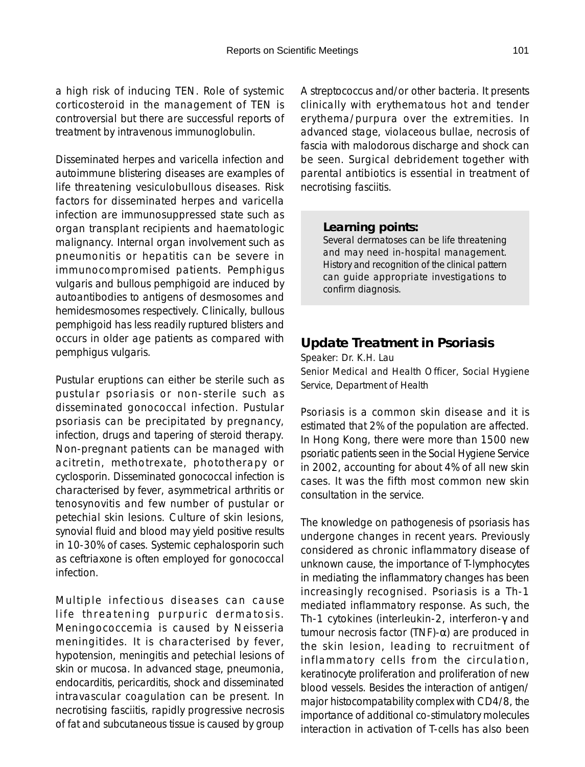a high risk of inducing TEN. Role of systemic corticosteroid in the management of TEN is controversial but there are successful reports of treatment by intravenous immunoglobulin.

Disseminated herpes and varicella infection and autoimmune blistering diseases are examples of life threatening vesiculobullous diseases. Risk factors for disseminated herpes and varicella infection are immunosuppressed state such as organ transplant recipients and haematologic malignancy. Internal organ involvement such as pneumonitis or hepatitis can be severe in immunocompromised patients. Pemphigus vulgaris and bullous pemphigoid are induced by autoantibodies to antigens of desmosomes and hemidesmosomes respectively. Clinically, bullous pemphigoid has less readily ruptured blisters and occurs in older age patients as compared with pemphigus vulgaris.

Pustular eruptions can either be sterile such as pustular psoriasis or non-sterile such as disseminated gonococcal infection. Pustular psoriasis can be precipitated by pregnancy, infection, drugs and tapering of steroid therapy. Non-pregnant patients can be managed with acitretin, methotrexate, phototherapy or cyclosporin. Disseminated gonococcal infection is characterised by fever, asymmetrical arthritis or tenosynovitis and few number of pustular or petechial skin lesions. Culture of skin lesions, synovial fluid and blood may yield positive results in 10-30% of cases. Systemic cephalosporin such as ceftriaxone is often employed for gonococcal infection.

Multiple infectious diseases can cause life threatening purpuric dermatosis. Meningococcemia is caused by Neisseria meningitides. It is characterised by fever, hypotension, meningitis and petechial lesions of skin or mucosa. In advanced stage, pneumonia, endocarditis, pericarditis, shock and disseminated intravascular coagulation can be present. In necrotising fasciitis, rapidly progressive necrosis of fat and subcutaneous tissue is caused by group A streptococcus and/or other bacteria. It presents clinically with erythematous hot and tender erythema/purpura over the extremities. In advanced stage, violaceous bullae, necrosis of fascia with malodorous discharge and shock can be seen. Surgical debridement together with parental antibiotics is essential in treatment of necrotising fasciitis.

**Learning points:**

Several dermatoses can be life threatening and may need in-hospital management. History and recognition of the clinical pattern can guide appropriate investigations to confirm diagnosis.

## Update Treatment in Psoriasis

Speaker: Dr. K.H. Lau

Senior Medical and Health Officer, Social Hygiene Service, Department of Health

Psoriasis is a common skin disease and it is estimated that 2% of the population are affected. In Hong Kong, there were more than 1500 new psoriatic patients seen in the Social Hygiene Service in 2002, accounting for about 4% of all new skin cases. It was the fifth most common new skin consultation in the service.

The knowledge on pathogenesis of psoriasis has undergone changes in recent years. Previously considered as chronic inflammatory disease of unknown cause, the importance of T-lymphocytes in mediating the inflammatory changes has been increasingly recognised. Psoriasis is a Th-1 mediated inflammatory response. As such, the Th-1 cytokines (interleukin-2, interferon-$\gamma$ and tumour necrosis factor (TNF)-$\alpha$) are produced in the skin lesion, leading to recruitment of inflammatory cells from the circulation, keratinocyte proliferation and proliferation of new blood vessels. Besides the interaction of antigen/major histocompatability complex with CD4/8, the importance of additional co-stimulatory molecules interaction in activation of T-cells has also been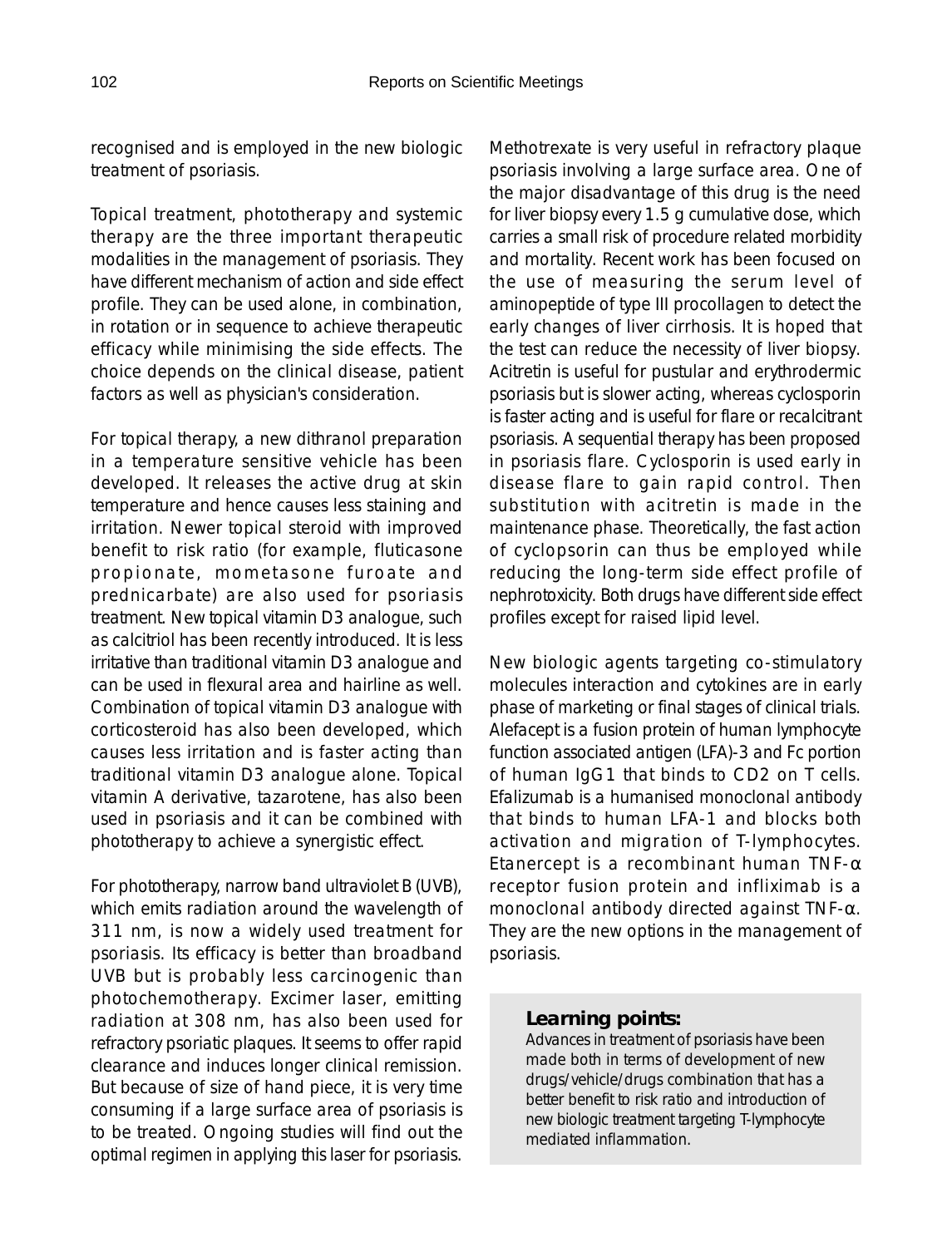recognised and is employed in the new biologic treatment of psoriasis.

Topical treatment, phototherapy and systemic therapy are the three important therapeutic modalities in the management of psoriasis. They have different mechanism of action and side effect profile. They can be used alone, in combination, in rotation or in sequence to achieve therapeutic efficacy while minimising the side effects. The choice depends on the clinical disease, patient factors as well as physician's consideration.

For topical therapy, a new dithranol preparation in a temperature sensitive vehicle has been developed. It releases the active drug at skin temperature and hence causes less staining and irritation. Newer topical steroid with improved benefit to risk ratio (for example, fluticasone propionate, mometasone furoate and prednicarbate) are also used for psoriasis treatment. New topical vitamin D3 analogue, such as calcitriol has been recently introduced. It is less irritative than traditional vitamin D3 analogue and can be used in flexural area and hairline as well. Combination of topical vitamin D3 analogue with corticosteroid has also been developed, which causes less irritation and is faster acting than traditional vitamin D3 analogue alone. Topical vitamin A derivative, tazarotene, has also been used in psoriasis and it can be combined with phototherapy to achieve a synergistic effect.

For phototherapy, narrow band ultraviolet B (UVB), which emits radiation around the wavelength of 311 nm, is now a widely used treatment for psoriasis. Its efficacy is better than broadband UVB but is probably less carcinogenic than photochemotherapy. Excimer laser, emitting radiation at 308 nm, has also been used for refractory psoriatic plaques. It seems to offer rapid clearance and induces longer clinical remission. But because of size of hand piece, it is very time consuming if a large surface area of psoriasis is to be treated. Ongoing studies will find out the optimal regimen in applying this laser for psoriasis.

Methotrexate is very useful in refractory plaque psoriasis involving a large surface area. One of the major disadvantage of this drug is the need for liver biopsy every 1.5 g cumulative dose, which carries a small risk of procedure related morbidity and mortality. Recent work has been focused on the use of measuring the serum level of aminopeptide of type III procollagen to detect the early changes of liver cirrhosis. It is hoped that the test can reduce the necessity of liver biopsy. Acitretin is useful for pustular and erythrodermic psoriasis but is slower acting, whereas cyclosporin is faster acting and is useful for flare or recalcitrant psoriasis. A sequential therapy has been proposed in psoriasis flare. Cyclosporin is used early in disease flare to gain rapid control. Then substitution with acitretin is made in the maintenance phase. Theoretically, the fast action of cyclopsorin can thus be employed while reducing the long-term side effect profile of nephrotoxicity. Both drugs have different side effect profiles except for raised lipid level.

New biologic agents targeting co-stimulatory molecules interaction and cytokines are in early phase of marketing or final stages of clinical trials. Alefacept is a fusion protein of human lymphocyte function associated antigen (LFA)-3 and Fc portion of human IgG1 that binds to CD2 on T cells. Efalizumab is a humanised monoclonal antibody that binds to human LFA-1 and blocks both activation and migration of T-lymphocytes. Etanercept is a recombinant human TNF-α receptor fusion protein and infliximab is a monoclonal antibody directed against TNF-α. They are the new options in the management of psoriasis.

**Learning points:**

Advances in treatment of psoriasis have been made both in terms of development of new drugs/vehicle/drugs combination that has a better benefit to risk ratio and introduction of new biologic treatment targeting T-lymphocyte mediated inflammation.